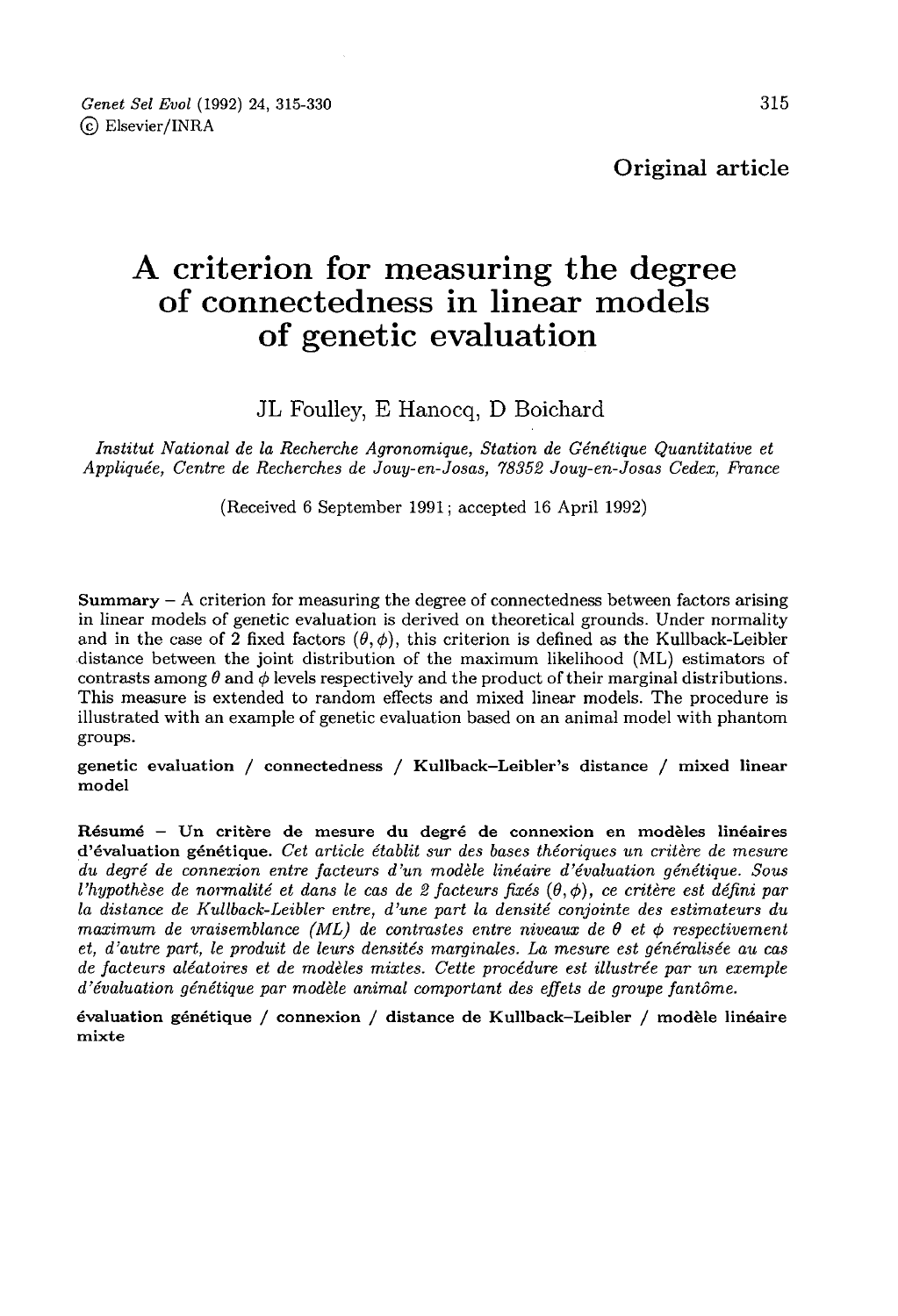Original article

# A criterion for measuring the degree of connectedness in linear models of genetic evaluation

JL Foulley, E Hanocq, D Boichard

*Institut National de la Recherche Agronomique, Station de Génétique Quantitative et Appliquée, Centre de Recherches de Jouy-en-Josas, 78352 Jouy-en-Josas Cedex, France*

(Received 6 September 1991; accepted 16 April 1992)

**Summary** – A criterion for measuring the degree of connectedness between factors arising in linear models of genetic evaluation is derived on theoretical grounds. Under normality and in the case of 2 fixed factors $(\theta, \phi)$, this criterion is defined as the Kullback-Leibler distance between the joint distribution of the maximum likelihood (ML) estimators of contrasts among $\theta$ and $\phi$ levels respectively and the product of their marginal distributions. This measure is extended to random effects and mixed linear models. The procedure is illustrated with an example of genetic evaluation based on an animal model with phantom groups.

**genetic evaluation / connectedness / Kullback–Leibler's distance / mixed linear model**

**Résumé** – **Un critère de mesure du degré de connexion en modèles linéaires d'évaluation génétique.** *Cet article établit sur des bases théoriques un critère de mesure du degré de connexion entre facteurs d'un modèle linéaire d'évaluation génétique. Sous l'hypothèse de normalité et dans le cas de 2 facteurs fixés* $(\theta, \phi)$*, ce critère est défini par la distance de Kullback-Leibler entre, d'une part la densité conjointe des estimateurs du maximum de vraisemblance (ML) de contrastes entre niveaux de* $\theta$ *et* $\phi$ *respectivement et, d'autre part, le produit de leurs densités marginales. La mesure est généralisée au cas de facteurs aléatoires et de modèles mixtes. Cette procédure est illustrée par un exemple d'évaluation génétique par modèle animal comportant des effets de groupe fantôme.*

**évaluation génétique / connexion / distance de Kullback–Leibler / modèle linéaire mixte**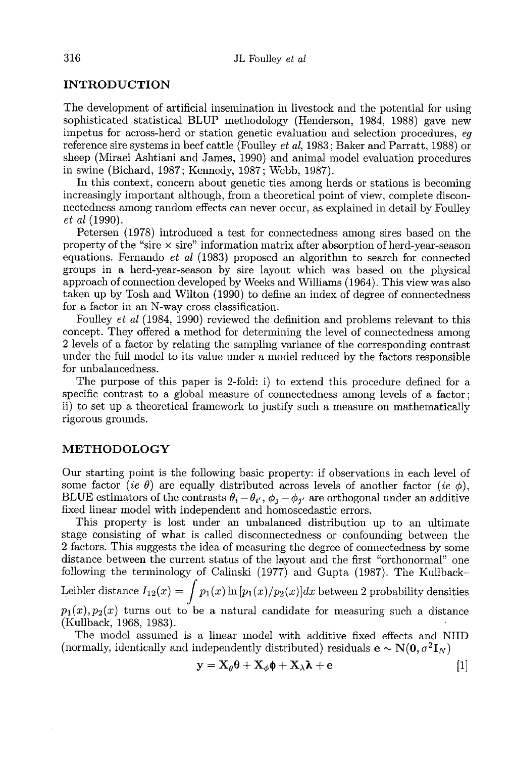## INTRODUCTION

The development of artificial insemination in livestock and the potential for using sophisticated statistical BLUP methodology (Henderson, 1984, 1988) gave new impetus for across-herd or station genetic evaluation and selection procedures, *eg* reference sire systems in beef cattle (Foulley *et al*, 1983; Baker and Parratt, 1988) or sheep (Miraei Ashtiani and James, 1990) and animal model evaluation procedures in swine (Bichard, 1987; Kennedy, 1987; Webb, 1987).

In this context, concern about genetic ties among herds or stations is becoming increasingly important although, from a theoretical point of view, complete disconnectedness among random effects can never occur, as explained in detail by Foulley *et al* (1990).

Petersen (1978) introduced a test for connectedness among sires based on the property of the "sire × sire" information matrix after absorption of herd-year-season equations. Fernando *et al* (1983) proposed an algorithm to search for connected groups in a herd-year-season by sire layout which was based on the physical approach of connection developed by Weeks and Williams (1964). This view was also taken up by Tosh and Wilton (1990) to define an index of degree of connectedness for a factor in an N-way cross classification.

Foulley *et al* (1984, 1990) reviewed the definition and problems relevant to this concept. They offered a method for determining the level of connectedness among 2 levels of a factor by relating the sampling variance of the corresponding contrast under the full model to its value under a model reduced by the factors responsible for unbalancedness.

The purpose of this paper is 2-fold: i) to extend this procedure defined for a specific contrast to a global measure of connectedness among levels of a factor; ii) to set up a theoretical framework to justify such a measure on mathematically rigorous grounds.

## METHODOLOGY

Our starting point is the following basic property: if observations in each level of some factor (*ie* $\theta$) are equally distributed across levels of another factor (*ie* $\phi$), BLUE estimators of the contrasts $\theta_i - \theta_{i'}$, $\phi_j - \phi_{j'}$ are orthogonal under an additive fixed linear model with independent and homoscedastic errors.

This property is lost under an unbalanced distribution up to an ultimate stage consisting of what is called disconnectedness or confounding between the 2 factors. This suggests the idea of measuring the degree of connectedness by some distance between the current status of the layout and the first "orthonormal" one following the terminology of Calinski (1977) and Gupta (1987). The Kullback–Leibler distance $I_{12}(x) = \int p_1(x) \ln [p_1(x)/p_2(x)] dx$ between 2 probability densities $p_1(x), p_2(x)$ turns out to be a natural candidate for measuring such a distance (Kullback, 1968, 1983).

The model assumed is a linear model with additive fixed effects and NIID (normally, identically and independently distributed) residuals $\mathbf{e} \sim \mathbf{N}(\mathbf{0}, \sigma^2 \mathbf{I}_N)$

$$\mathbf{y} = \mathbf{X}_\theta \boldsymbol{\theta} + \mathbf{X}_\phi \boldsymbol{\phi} + \mathbf{X}_\lambda \boldsymbol{\lambda} + \mathbf{e} \qquad [1]$$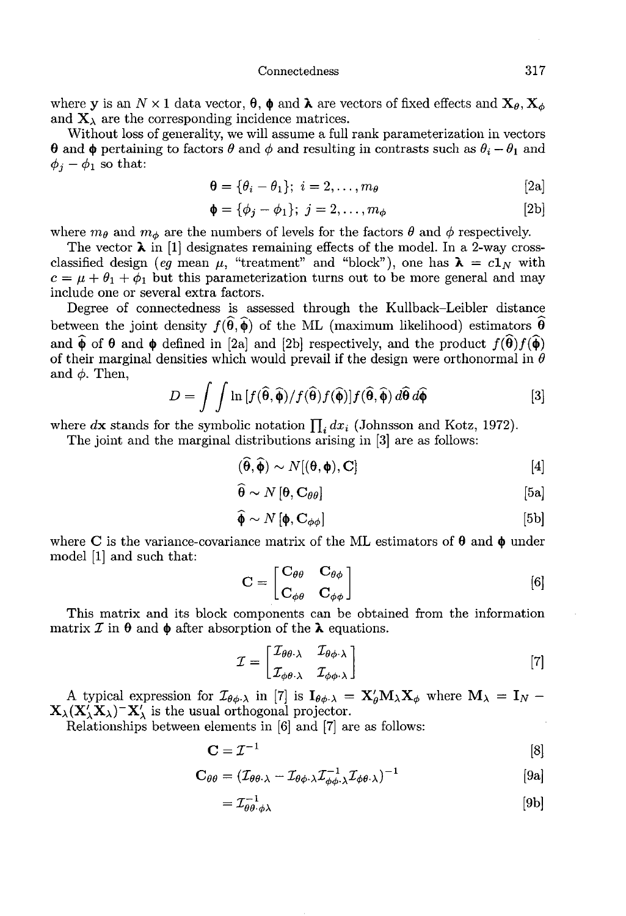where $\mathbf{y}$ is an $N \times 1$ data vector, $\boldsymbol{\theta}$, $\boldsymbol{\phi}$ and $\boldsymbol{\lambda}$ are vectors of fixed effects and $\mathbf{X}_\theta, \mathbf{X}_\phi$ and $\mathbf{X}_\lambda$ are the corresponding incidence matrices.

Without loss of generality, we will assume a full rank parameterization in vectors $\boldsymbol{\theta}$ and $\boldsymbol{\phi}$ pertaining to factors $\theta$ and $\phi$ and resulting in contrasts such as $\theta_i - \theta_1$ and $\phi_j - \phi_1$ so that:

$$\boldsymbol{\theta} = \{\theta_i - \theta_1\};\ i = 2, \ldots, m_\theta \qquad [2a]$$

$$\boldsymbol{\phi} = \{\phi_j - \phi_1\};\ j = 2, \ldots, m_\phi \qquad [2b]$$

where $m_\theta$ and $m_\phi$ are the numbers of levels for the factors $\theta$ and $\phi$ respectively.

The vector $\boldsymbol{\lambda}$ in [1] designates remaining effects of the model. In a 2-way cross-classified design (*eg* mean $\mu$, "treatment" and "block"), one has $\boldsymbol{\lambda} = c\mathbf{1}_N$ with $c = \mu + \theta_1 + \phi_1$ but this parameterization turns out to be more general and may include one or several extra factors.

Degree of connectedness is assessed through the Kullback–Leibler distance between the joint density $f(\widehat{\boldsymbol{\theta}}, \widehat{\boldsymbol{\phi}})$ of the ML (maximum likelihood) estimators $\widehat{\boldsymbol{\theta}}$ and $\widehat{\boldsymbol{\phi}}$ of $\boldsymbol{\theta}$ and $\boldsymbol{\phi}$ defined in [2a] and [2b] respectively, and the product $f(\widehat{\boldsymbol{\theta}})f(\widehat{\boldsymbol{\phi}})$ of their marginal densities which would prevail if the design were orthonormal in $\theta$ and $\phi$. Then,

$$D = \int\int \ln\left[f(\widehat{\boldsymbol{\theta}}, \widehat{\boldsymbol{\phi}})/f(\widehat{\boldsymbol{\theta}})f(\widehat{\boldsymbol{\phi}})\right] f(\widehat{\boldsymbol{\theta}}, \widehat{\boldsymbol{\phi}})\, d\widehat{\boldsymbol{\theta}}\, d\widehat{\boldsymbol{\phi}} \qquad [3]$$

where $d\mathbf{x}$ stands for the symbolic notation $\prod_i dx_i$ (Johnsson and Kotz, 1972).

The joint and the marginal distributions arising in [3] are as follows:

$$(\widehat{\boldsymbol{\theta}}, \widehat{\boldsymbol{\phi}}) \sim N[(\boldsymbol{\theta}, \boldsymbol{\phi}), \mathbf{C}] \qquad [4]$$

$$\widehat{\boldsymbol{\theta}} \sim N[\boldsymbol{\theta}, \mathbf{C}_{\theta\theta}] \qquad [5a]$$

$$\widehat{\boldsymbol{\phi}} \sim N[\boldsymbol{\phi}, \mathbf{C}_{\phi\phi}] \qquad [5b]$$

where $\mathbf{C}$ is the variance-covariance matrix of the ML estimators of $\boldsymbol{\theta}$ and $\boldsymbol{\phi}$ under model [1] and such that:

$$\mathbf{C} = \begin{bmatrix} \mathbf{C}_{\theta\theta} & \mathbf{C}_{\theta\phi} \\ \mathbf{C}_{\phi\theta} & \mathbf{C}_{\phi\phi} \end{bmatrix} \qquad [6]$$

This matrix and its block components can be obtained from the information matrix $\mathcal{I}$ in $\boldsymbol{\theta}$ and $\boldsymbol{\phi}$ after absorption of the $\boldsymbol{\lambda}$ equations.

$$\mathcal{I} = \begin{bmatrix} \mathcal{I}_{\theta\theta\cdot\lambda} & \mathcal{I}_{\theta\phi\cdot\lambda} \\ \mathcal{I}_{\phi\theta\cdot\lambda} & \mathcal{I}_{\phi\phi\cdot\lambda} \end{bmatrix} \qquad [7]$$

A typical expression for $\mathcal{I}_{\theta\phi\cdot\lambda}$ in [7] is $\mathbf{I}_{\theta\phi\cdot\lambda} = \mathbf{X}'_\theta \mathbf{M}_\lambda \mathbf{X}_\phi$ where $\mathbf{M}_\lambda = \mathbf{I}_N - \mathbf{X}_\lambda(\mathbf{X}'_\lambda\mathbf{X}_\lambda)^- \mathbf{X}'_\lambda$ is the usual orthogonal projector.

Relationships between elements in [6] and [7] are as follows:

$$\mathbf{C} = \mathcal{I}^{-1} \qquad [8]$$

$$\mathbf{C}_{\theta\theta} = (\mathcal{I}_{\theta\theta\cdot\lambda} - \mathcal{I}_{\theta\phi\cdot\lambda}\mathcal{I}^{-1}_{\phi\phi\cdot\lambda}\mathcal{I}_{\phi\theta\cdot\lambda})^{-1} \qquad [9a]$$

$$= \mathcal{I}^{-1}_{\theta\theta\cdot\phi\lambda} \qquad [9b]$$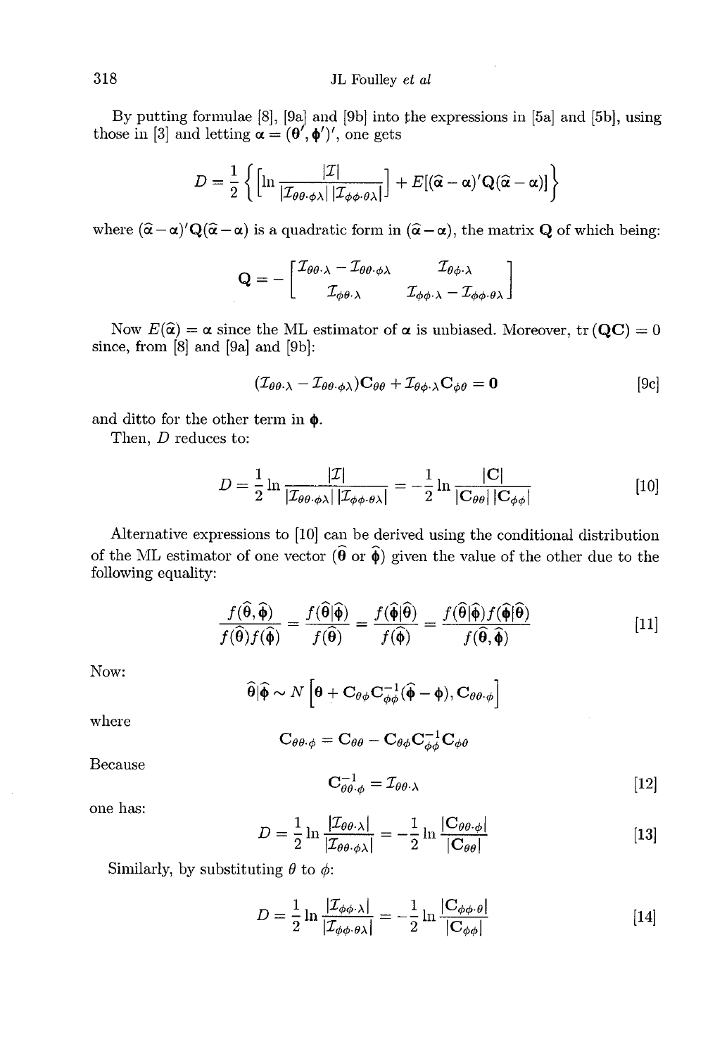By putting formulae [8], [9a] and [9b] into the expressions in [5a] and [5b], using those in [3] and letting $\boldsymbol{\alpha} = (\boldsymbol{\theta}', \boldsymbol{\phi}')'$, one gets

$$D = \frac{1}{2}\left\{\left[\ln \frac{|\mathcal{I}|}{|\mathcal{I}_{\theta\theta\cdot\phi\lambda}|\,|\mathcal{I}_{\phi\phi\cdot\theta\lambda}|}\right] + E[(\widehat{\boldsymbol{\alpha}} - \boldsymbol{\alpha})'\mathbf{Q}(\widehat{\boldsymbol{\alpha}} - \boldsymbol{\alpha})]\right\}$$

where $(\widehat{\boldsymbol{\alpha}} - \boldsymbol{\alpha})'\mathbf{Q}(\widehat{\boldsymbol{\alpha}} - \boldsymbol{\alpha})$ is a quadratic form in $(\widehat{\boldsymbol{\alpha}} - \boldsymbol{\alpha})$, the matrix $\mathbf{Q}$ of which being:

$$\mathbf{Q} = -\begin{bmatrix} \mathcal{I}_{\theta\theta\cdot\lambda} - \mathcal{I}_{\theta\theta\cdot\phi\lambda} & \mathcal{I}_{\theta\phi\cdot\lambda} \\ \mathcal{I}_{\phi\theta\cdot\lambda} & \mathcal{I}_{\phi\phi\cdot\lambda} - \mathcal{I}_{\phi\phi\cdot\theta\lambda} \end{bmatrix}$$

Now $E(\widehat{\boldsymbol{\alpha}}) = \boldsymbol{\alpha}$ since the ML estimator of $\boldsymbol{\alpha}$ is unbiased. Moreover, $\operatorname{tr}(\mathbf{QC}) = 0$ since, from [8] and [9a] and [9b]:

$$(\mathcal{I}_{\theta\theta\cdot\lambda} - \mathcal{I}_{\theta\theta\cdot\phi\lambda})\mathbf{C}_{\theta\theta} + \mathcal{I}_{\theta\phi\cdot\lambda}\mathbf{C}_{\phi\theta} = \mathbf{0} \qquad [9c]$$

and ditto for the other term in $\boldsymbol{\phi}$.

Then, $D$ reduces to:

$$D = \frac{1}{2}\ln \frac{|\mathcal{I}|}{|\mathcal{I}_{\theta\theta\cdot\phi\lambda}|\,|\mathcal{I}_{\phi\phi\cdot\theta\lambda}|} = -\frac{1}{2}\ln \frac{|\mathbf{C}|}{|\mathbf{C}_{\theta\theta}|\,|\mathbf{C}_{\phi\phi}|} \qquad [10]$$

Alternative expressions to [10] can be derived using the conditional distribution of the ML estimator of one vector ($\widehat{\boldsymbol{\theta}}$ or $\widehat{\boldsymbol{\phi}}$) given the value of the other due to the following equality:

$$\frac{f(\widehat{\boldsymbol{\theta}}, \widehat{\boldsymbol{\phi}})}{f(\widehat{\boldsymbol{\theta}})f(\widehat{\boldsymbol{\phi}})} = \frac{f(\widehat{\boldsymbol{\theta}}|\widehat{\boldsymbol{\phi}})}{f(\widehat{\boldsymbol{\theta}})} = \frac{f(\widehat{\boldsymbol{\phi}}|\widehat{\boldsymbol{\theta}})}{f(\widehat{\boldsymbol{\phi}})} = \frac{f(\widehat{\boldsymbol{\theta}}|\widehat{\boldsymbol{\phi}})f(\widehat{\boldsymbol{\phi}}|\widehat{\boldsymbol{\theta}})}{f(\widehat{\boldsymbol{\theta}}, \widehat{\boldsymbol{\phi}})} \qquad [11]$$

Now:

$$\widehat{\boldsymbol{\theta}}|\widehat{\boldsymbol{\phi}} \sim N\left[\boldsymbol{\theta} + \mathbf{C}_{\theta\phi}\mathbf{C}_{\phi\phi}^{-1}(\widehat{\boldsymbol{\phi}} - \boldsymbol{\phi}), \mathbf{C}_{\theta\theta\cdot\phi}\right]$$

where

$$\mathbf{C}_{\theta\theta\cdot\phi} = \mathbf{C}_{\theta\theta} - \mathbf{C}_{\theta\phi}\mathbf{C}_{\phi\phi}^{-1}\mathbf{C}_{\phi\theta}$$

Because

$$\mathbf{C}_{\theta\theta\cdot\phi}^{-1} = \mathcal{I}_{\theta\theta\cdot\lambda} \qquad [12]$$

one has:

$$D = \frac{1}{2}\ln \frac{|\mathcal{I}_{\theta\theta\cdot\lambda}|}{|\mathcal{I}_{\theta\theta\cdot\phi\lambda}|} = -\frac{1}{2}\ln \frac{|\mathbf{C}_{\theta\theta\cdot\phi}|}{|\mathbf{C}_{\theta\theta}|} \qquad [13]$$

Similarly, by substituting $\theta$ to $\phi$:

$$D = \frac{1}{2}\ln \frac{|\mathcal{I}_{\phi\phi\cdot\lambda}|}{|\mathcal{I}_{\phi\phi\cdot\theta\lambda}|} = -\frac{1}{2}\ln \frac{|\mathbf{C}_{\phi\phi\cdot\theta}|}{|\mathbf{C}_{\phi\phi}|} \qquad [14]$$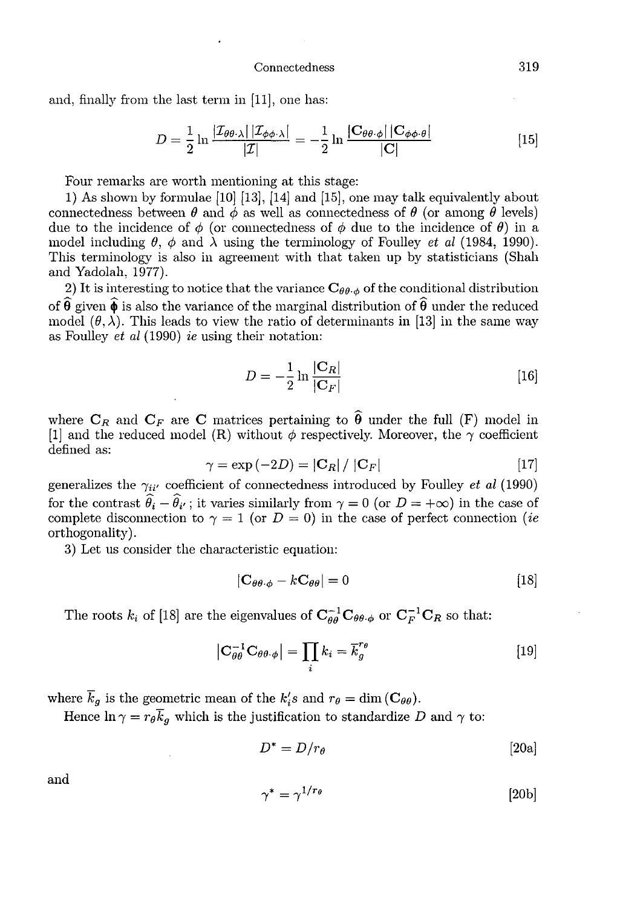and, finally from the last term in [11], one has:

$$D = \frac{1}{2} \ln \frac{|\mathcal{I}_{\theta\theta \cdot \lambda}| \, |\mathcal{I}_{\phi\phi \cdot \lambda}|}{|\mathcal{I}|} = -\frac{1}{2} \ln \frac{|\mathbf{C}_{\theta\theta \cdot \phi}| \, |\mathbf{C}_{\phi\phi \cdot \theta}|}{|\mathbf{C}|} \qquad [15]$$

Four remarks are worth mentioning at this stage:

1) As shown by formulae [10] [13], [14] and [15], one may talk equivalently about connectedness between $\theta$ and $\phi$ as well as connectedness of $\theta$ (or among $\theta$ levels) due to the incidence of $\phi$ (or connectedness of $\phi$ due to the incidence of $\theta$) in a model including $\theta$, $\phi$ and $\lambda$ using the terminology of Foulley *et al* (1984, 1990). This terminology is also in agreement with that taken up by statisticians (Shah and Yadolah, 1977).

2) It is interesting to notice that the variance $\mathbf{C}_{\theta\theta \cdot \phi}$ of the conditional distribution of $\widehat{\boldsymbol{\theta}}$ given $\widehat{\boldsymbol{\phi}}$ is also the variance of the marginal distribution of $\widehat{\boldsymbol{\theta}}$ under the reduced model $(\theta, \lambda)$. This leads to view the ratio of determinants in [13] in the same way as Foulley *et al* (1990) *ie* using their notation:

$$D = -\frac{1}{2} \ln \frac{|\mathbf{C}_R|}{|\mathbf{C}_F|} \qquad [16]$$

where $\mathbf{C}_R$ and $\mathbf{C}_F$ are $\mathbf{C}$ matrices pertaining to $\widehat{\boldsymbol{\theta}}$ under the full (F) model in [1] and the reduced model (R) without $\phi$ respectively. Moreover, the $\gamma$ coefficient defined as:

$$\gamma = \exp(-2D) = |\mathbf{C}_R| \, / \, |\mathbf{C}_F| \qquad [17]$$

generalizes the $\gamma_{ii'}$ coefficient of connectedness introduced by Foulley *et al* (1990) for the contrast $\widehat{\theta}_i - \widehat{\theta}_{i'}$; it varies similarly from $\gamma = 0$ (or $D = +\infty$) in the case of complete disconnection to $\gamma = 1$ (or $D = 0$) in the case of perfect connection (*ie* orthogonality).

3) Let us consider the characteristic equation:

$$|\mathbf{C}_{\theta\theta \cdot \phi} - k\mathbf{C}_{\theta\theta}| = 0 \qquad [18]$$

The roots $k_i$ of [18] are the eigenvalues of $\mathbf{C}_{\theta\theta}^{-1}\mathbf{C}_{\theta\theta \cdot \phi}$ or $\mathbf{C}_F^{-1}\mathbf{C}_R$ so that:

$$|\mathbf{C}_{\theta\theta}^{-1}\mathbf{C}_{\theta\theta \cdot \phi}| = \prod_i k_i = \overline{k}_g^{r_\theta} \qquad [19]$$

where $\overline{k}_g$ is the geometric mean of the $k_i'$s and $r_\theta = \dim(\mathbf{C}_{\theta\theta})$.

Hence $\ln \gamma = r_\theta \overline{k}_g$ which is the justification to standardize $D$ and $\gamma$ to:

$$D^* = D / r_\theta \qquad [20a]$$

and

$$\gamma^* = \gamma^{1/r_\theta} \qquad [20b]$$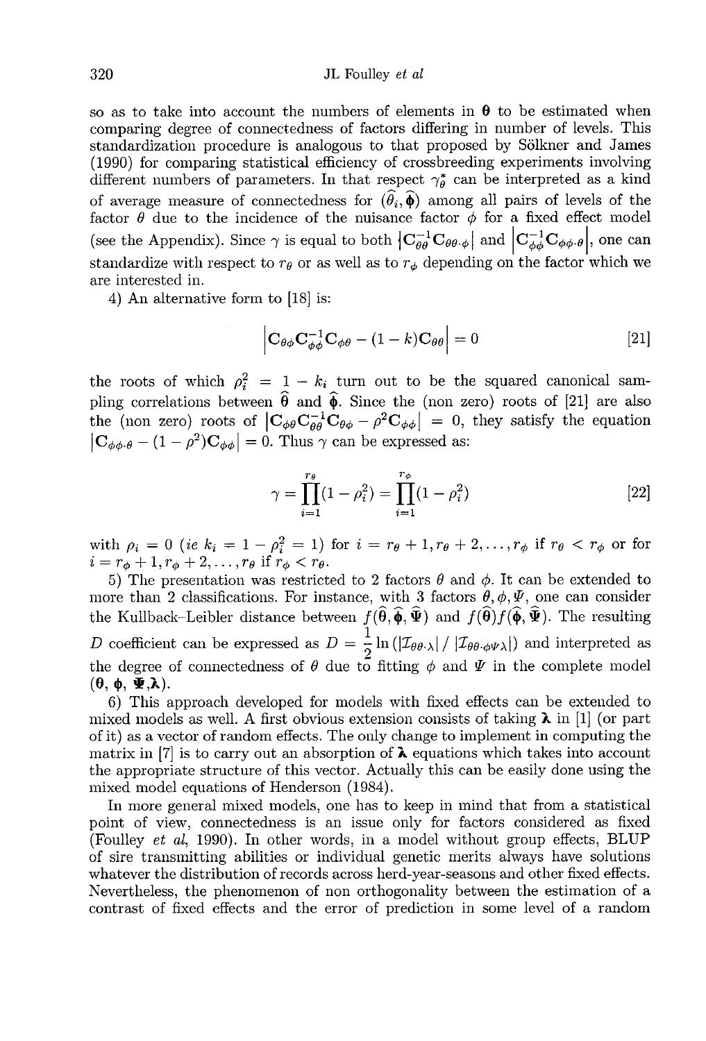so as to take into account the numbers of elements in $\boldsymbol{\theta}$ to be estimated when comparing degree of connectedness of factors differing in number of levels. This standardization procedure is analogous to that proposed by Sölkner and James (1990) for comparing statistical efficiency of crossbreeding experiments involving different numbers of parameters. In that respect $\gamma_{\theta}^{*}$ can be interpreted as a kind of average measure of connectedness for $(\widehat{\theta}_i, \widehat{\boldsymbol{\phi}})$ among all pairs of levels of the factor $\theta$ due to the incidence of the nuisance factor $\phi$ for a fixed effect model (see the Appendix). Since $\gamma$ is equal to both $|\mathbf{C}_{\theta\theta}^{-1}\mathbf{C}_{\theta\theta\cdot\phi}|$ and $\left|\mathbf{C}_{\phi\phi}^{-1}\mathbf{C}_{\phi\phi\cdot\theta}\right|$, one can standardize with respect to $r_{\theta}$ or as well as to $r_{\phi}$ depending on the factor which we are interested in.

4) An alternative form to [18] is:

$$\left|\mathbf{C}_{\theta\phi}\mathbf{C}_{\phi\phi}^{-1}\mathbf{C}_{\phi\theta} - (1-k)\mathbf{C}_{\theta\theta}\right| = 0 \qquad [21]$$

the roots of which $\rho_i^2 = 1 - k_i$ turn out to be the squared canonical sampling correlations between $\widehat{\boldsymbol{\theta}}$ and $\widehat{\boldsymbol{\phi}}$. Since the (non zero) roots of [21] are also the (non zero) roots of $\left|\mathbf{C}_{\phi\theta}\mathbf{C}_{\theta\theta}^{-1}\mathbf{C}_{\theta\phi} - \rho^2\mathbf{C}_{\phi\phi}\right| = 0$, they satisfy the equation $\left|\mathbf{C}_{\phi\phi\cdot\theta} - (1-\rho^2)\mathbf{C}_{\phi\phi}\right| = 0$. Thus $\gamma$ can be expressed as:

$$\gamma = \prod_{i=1}^{r_{\theta}}(1-\rho_i^2) = \prod_{i=1}^{r_{\phi}}(1-\rho_i^2) \qquad [22]$$

with $\rho_i = 0$ (*ie* $k_i = 1 - \rho_i^2 = 1$) for $i = r_{\theta}+1, r_{\theta}+2, \ldots, r_{\phi}$ if $r_{\theta} < r_{\phi}$ or for $i = r_{\phi}+1, r_{\phi}+2, \ldots, r_{\theta}$ if $r_{\phi} < r_{\theta}$.

5) The presentation was restricted to 2 factors $\theta$ and $\phi$. It can be extended to more than 2 classifications. For instance, with 3 factors $\theta, \phi, \Psi$, one can consider the Kullback–Leibler distance between $f(\widehat{\boldsymbol{\theta}}, \widehat{\boldsymbol{\phi}}, \widehat{\boldsymbol{\Psi}})$ and $f(\widehat{\boldsymbol{\theta}})f(\widehat{\boldsymbol{\phi}}, \widehat{\boldsymbol{\Psi}})$. The resulting $D$ coefficient can be expressed as $D = \dfrac{1}{2}\ln\left(|\mathcal{I}_{\theta\theta\cdot\lambda}| \,/\, |\mathcal{I}_{\theta\theta\cdot\phi\Psi\lambda}|\right)$ and interpreted as the degree of connectedness of $\theta$ due to fitting $\phi$ and $\Psi$ in the complete model $(\boldsymbol{\theta}, \boldsymbol{\phi}, \boldsymbol{\Psi}, \boldsymbol{\lambda})$.

6) This approach developed for models with fixed effects can be extended to mixed models as well. A first obvious extension consists of taking $\boldsymbol{\lambda}$ in [1] (or part of it) as a vector of random effects. The only change to implement in computing the matrix in [7] is to carry out an absorption of $\boldsymbol{\lambda}$ equations which takes into account the appropriate structure of this vector. Actually this can be easily done using the mixed model equations of Henderson (1984).

In more general mixed models, one has to keep in mind that from a statistical point of view, connectedness is an issue only for factors considered as fixed (Foulley *et al*, 1990). In other words, in a model without group effects, BLUP of sire transmitting abilities or individual genetic merits always have solutions whatever the distribution of records across herd-year-seasons and other fixed effects. Nevertheless, the phenomenon of non orthogonality between the estimation of a contrast of fixed effects and the error of prediction in some level of a random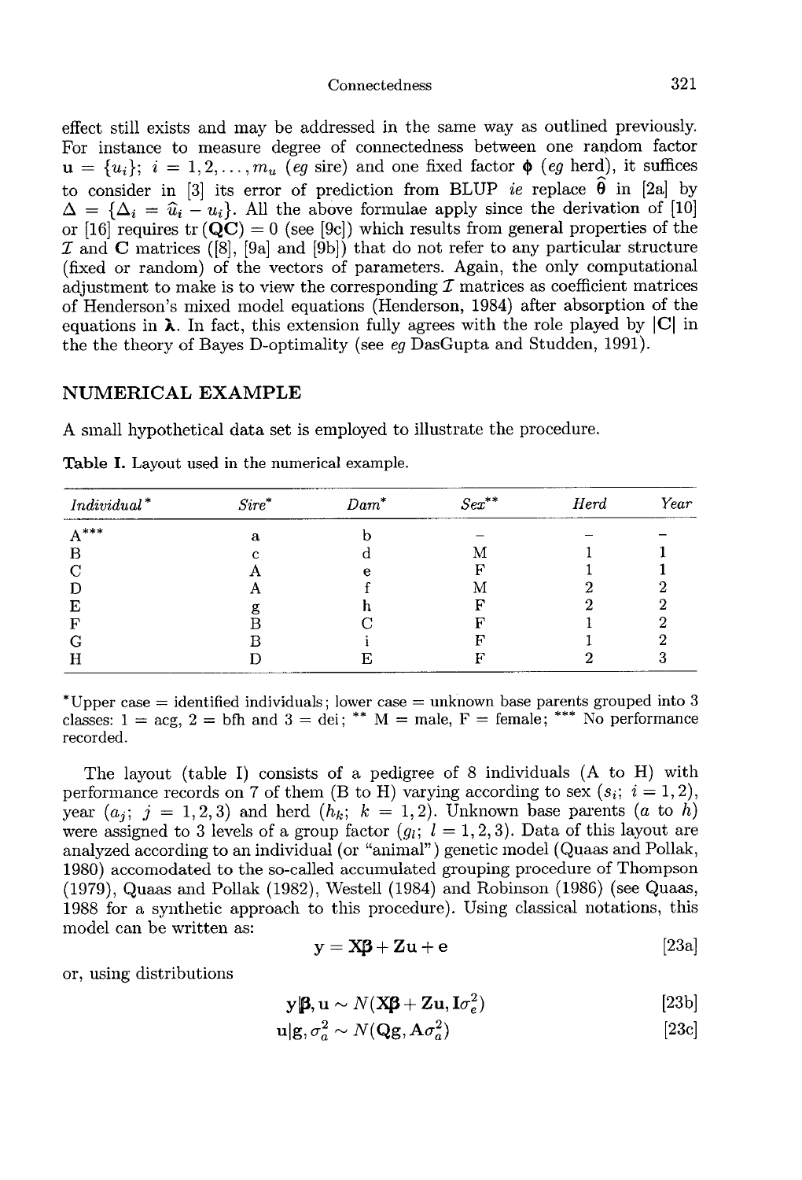effect still exists and may be addressed in the same way as outlined previously. For instance to measure degree of connectedness between one random factor $\mathbf{u} = \{u_i\}$; $i = 1, 2, \ldots, m_u$ (*eg* sire) and one fixed factor $\boldsymbol{\phi}$ (*eg* herd), it suffices to consider in [3] its error of prediction from BLUP *ie* replace $\widehat{\boldsymbol{\theta}}$ in [2a] by $\Delta = \{\Delta_i = \widehat{u}_i - u_i\}$. All the above formulae apply since the derivation of [10] or [16] requires $\mathrm{tr}\,(\mathbf{QC}) = 0$ (see [9c]) which results from general properties of the $\mathcal{I}$ and $\mathbf{C}$ matrices ([8], [9a] and [9b]) that do not refer to any particular structure (fixed or random) of the vectors of parameters. Again, the only computational adjustment to make is to view the corresponding $\mathcal{I}$ matrices as coefficient matrices of Henderson's mixed model equations (Henderson, 1984) after absorption of the equations in $\boldsymbol{\lambda}$. In fact, this extension fully agrees with the role played by $|\mathbf{C}|$ in the the theory of Bayes D-optimality (see *eg* DasGupta and Studden, 1991).

## NUMERICAL EXAMPLE

A small hypothetical data set is employed to illustrate the procedure.

**Table I.** Layout used in the numerical example.

| *Individual** | *Sire** | *Dam** | *Sex*** | *Herd* | *Year* |
|---|---|---|---|---|---|
| A*** | a | b | – | – | – |
| B | c | d | M | 1 | 1 |
| C | A | e | F | 1 | 1 |
| D | A | f | M | 2 | 2 |
| E | g | h | F | 2 | 2 |
| F | B | C | F | 1 | 2 |
| G | B | i | F | 1 | 2 |
| H | D | E | F | 2 | 3 |

*Upper case = identified individuals; lower case = unknown base parents grouped into 3 classes: 1 = acg, 2 = bfh and 3 = dei; ** M = male, F = female; *** No performance recorded.

The layout (table I) consists of a pedigree of 8 individuals (A to H) with performance records on 7 of them (B to H) varying according to sex ($s_i$; $i = 1, 2$), year ($a_j$; $j = 1, 2, 3$) and herd ($h_k$; $k = 1, 2$). Unknown base parents ($a$ to $h$) were assigned to 3 levels of a group factor ($g_l$; $l = 1, 2, 3$). Data of this layout are analyzed according to an individual (or "animal") genetic model (Quaas and Pollak, 1980) accomodated to the so-called accumulated grouping procedure of Thompson (1979), Quaas and Pollak (1982), Westell (1984) and Robinson (1986) (see Quaas, 1988 for a synthetic approach to this procedure). Using classical notations, this model can be written as:

$$\mathbf{y} = \mathbf{X}\boldsymbol{\beta} + \mathbf{Z}\mathbf{u} + \mathbf{e} \qquad [23a]$$

or, using distributions

$$\mathbf{y}|\boldsymbol{\beta}, \mathbf{u} \sim N(\mathbf{X}\boldsymbol{\beta} + \mathbf{Z}\mathbf{u}, \mathbf{I}\sigma_e^2) \qquad [23b]$$

$$\mathbf{u}|\mathbf{g}, \sigma_a^2 \sim N(\mathbf{Q}\mathbf{g}, \mathbf{A}\sigma_a^2) \qquad [23c]$$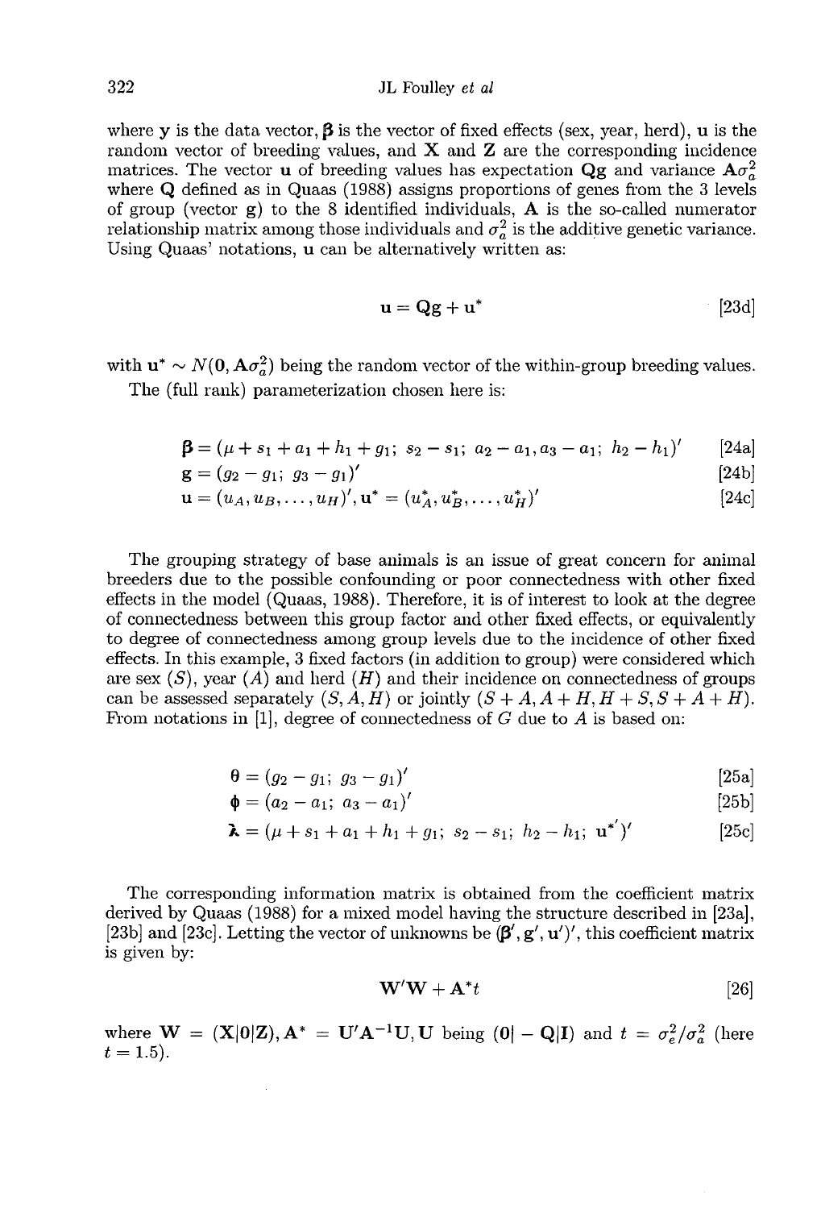where $\mathbf{y}$ is the data vector, $\boldsymbol{\beta}$ is the vector of fixed effects (sex, year, herd), $\mathbf{u}$ is the random vector of breeding values, and $\mathbf{X}$ and $\mathbf{Z}$ are the corresponding incidence matrices. The vector $\mathbf{u}$ of breeding values has expectation $\mathbf{Qg}$ and variance $\mathbf{A}\sigma_a^2$ where $\mathbf{Q}$ defined as in Quaas (1988) assigns proportions of genes from the 3 levels of group (vector $\mathbf{g}$) to the 8 identified individuals, $\mathbf{A}$ is the so-called numerator relationship matrix among those individuals and $\sigma_a^2$ is the additive genetic variance. Using Quaas' notations, $\mathbf{u}$ can be alternatively written as:

$$\mathbf{u} = \mathbf{Qg} + \mathbf{u}^* \qquad [23d]$$

with $\mathbf{u}^* \sim N(\mathbf{0}, \mathbf{A}\sigma_a^2)$ being the random vector of the within-group breeding values.

The (full rank) parameterization chosen here is:

$$\boldsymbol{\beta} = (\mu + s_1 + a_1 + h_1 + g_1;\ s_2 - s_1;\ a_2 - a_1, a_3 - a_1;\ h_2 - h_1)' \qquad [24a]$$

$$\mathbf{g} = (g_2 - g_1;\ g_3 - g_1)' \qquad [24b]$$

$$\mathbf{u} = (u_A, u_B, \ldots, u_H)', \mathbf{u}^* = (u_A^*, u_B^*, \ldots, u_H^*)' \qquad [24c]$$

The grouping strategy of base animals is an issue of great concern for animal breeders due to the possible confounding or poor connectedness with other fixed effects in the model (Quaas, 1988). Therefore, it is of interest to look at the degree of connectedness between this group factor and other fixed effects, or equivalently to degree of connectedness among group levels due to the incidence of other fixed effects. In this example, 3 fixed factors (in addition to group) were considered which are sex ($S$), year ($A$) and herd ($H$) and their incidence on connectedness of groups can be assessed separately ($S, A, H$) or jointly ($S + A, A + H, H + S, S + A + H$). From notations in [1], degree of connectedness of $G$ due to $A$ is based on:

$$\boldsymbol{\theta} = (g_2 - g_1;\ g_3 - g_1)' \qquad [25a]$$

$$\boldsymbol{\phi} = (a_2 - a_1;\ a_3 - a_1)' \qquad [25b]$$

$$\boldsymbol{\lambda} = (\mu + s_1 + a_1 + h_1 + g_1;\ s_2 - s_1;\ h_2 - h_1;\ \mathbf{u}^{*'})' \qquad [25c]$$

The corresponding information matrix is obtained from the coefficient matrix derived by Quaas (1988) for a mixed model having the structure described in [23a], [23b] and [23c]. Letting the vector of unknowns be $(\boldsymbol{\beta}', \mathbf{g}', \mathbf{u}')'$, this coefficient matrix is given by:

$$\mathbf{W}'\mathbf{W} + \mathbf{A}^*t \qquad [26]$$

where $\mathbf{W} = (\mathbf{X}|\mathbf{0}|\mathbf{Z}), \mathbf{A}^* = \mathbf{U}'\mathbf{A}^{-1}\mathbf{U}, \mathbf{U}$ being $(\mathbf{0}| - \mathbf{Q}|\mathbf{I})$ and $t = \sigma_e^2/\sigma_a^2$ (here $t = 1.5$).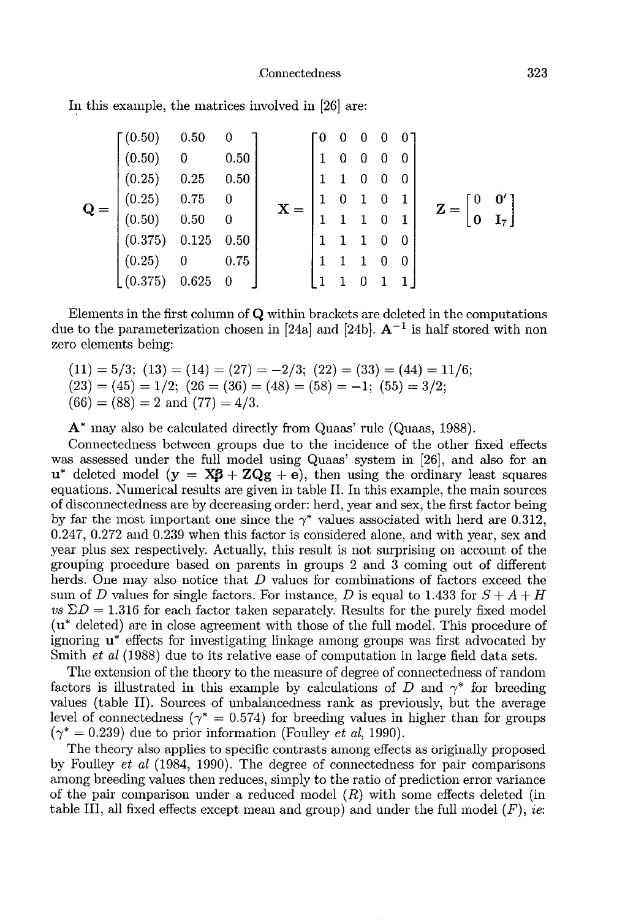In this example, the matrices involved in [26] are:

$$\mathbf{Q} = \begin{bmatrix} (0.50) & 0.50 & 0 \\ (0.50) & 0 & 0.50 \\ (0.25) & 0.25 & 0.50 \\ (0.25) & 0.75 & 0 \\ (0.50) & 0.50 & 0 \\ (0.375) & 0.125 & 0.50 \\ (0.25) & 0 & 0.75 \\ (0.375) & 0.625 & 0 \end{bmatrix} \quad \mathbf{X} = \begin{bmatrix} 0 & 0 & 0 & 0 & 0 \\ 1 & 0 & 0 & 0 & 0 \\ 1 & 1 & 0 & 0 & 0 \\ 1 & 0 & 1 & 0 & 1 \\ 1 & 1 & 1 & 0 & 1 \\ 1 & 1 & 1 & 0 & 0 \\ 1 & 1 & 1 & 0 & 0 \\ 1 & 1 & 0 & 1 & 1 \end{bmatrix} \quad \mathbf{Z} = \begin{bmatrix} 0 & \mathbf{0}' \\ \mathbf{0} & \mathbf{I}_7 \end{bmatrix}$$

Elements in the first column of $\mathbf{Q}$ within brackets are deleted in the computations due to the parameterization chosen in [24a] and [24b]. $\mathbf{A}^{-1}$ is half stored with non zero elements being:

(11) = 5/3; (13) = (14) = (27) = −2/3; (22) = (33) = (44) = 11/6;
(23) = (45) = 1/2; (26 = (36) = (48) = (58) = −1; (55) = 3/2;
(66) = (88) = 2 and (77) = 4/3.

$\mathbf{A}^*$ may also be calculated directly from Quaas' rule (Quaas, 1988).

Connectedness between groups due to the incidence of the other fixed effects was assessed under the full model using Quaas' system in [26], and also for an $\mathbf{u}^*$ deleted model ($\mathbf{y} = \mathbf{X}\boldsymbol{\beta} + \mathbf{ZQg} + \mathbf{e}$), then using the ordinary least squares equations. Numerical results are given in table II. In this example, the main sources of disconnectedness are by decreasing order: herd, year and sex, the first factor being by far the most important one since the $\gamma^*$ values associated with herd are 0.312, 0.247, 0.272 and 0.239 when this factor is considered alone, and with year, sex and year plus sex respectively. Actually, this result is not surprising on account of the grouping procedure based on parents in groups 2 and 3 coming out of different herds. One may also notice that $D$ values for combinations of factors exceed the sum of $D$ values for single factors. For instance, $D$ is equal to 1.433 for $S + A + H$ *vs* $\Sigma D = 1.316$ for each factor taken separately. Results for the purely fixed model ($\mathbf{u}^*$ deleted) are in close agreement with those of the full model. This procedure of ignoring $\mathbf{u}^*$ effects for investigating linkage among groups was first advocated by Smith *et al* (1988) due to its relative ease of computation in large field data sets.

The extension of the theory to the measure of degree of connectedness of random factors is illustrated in this example by calculations of $D$ and $\gamma^*$ for breeding values (table II). Sources of unbalancedness rank as previously, but the average level of connectedness ($\gamma^* = 0.574$) for breeding values in higher than for groups ($\gamma^* = 0.239$) due to prior information (Foulley *et al*, 1990).

The theory also applies to specific contrasts among effects as originally proposed by Foulley *et al* (1984, 1990). The degree of connectedness for pair comparisons among breeding values then reduces, simply to the ratio of prediction error variance of the pair comparison under a reduced model ($R$) with some effects deleted (in table III, all fixed effects except mean and group) and under the full model ($F$), *ie*: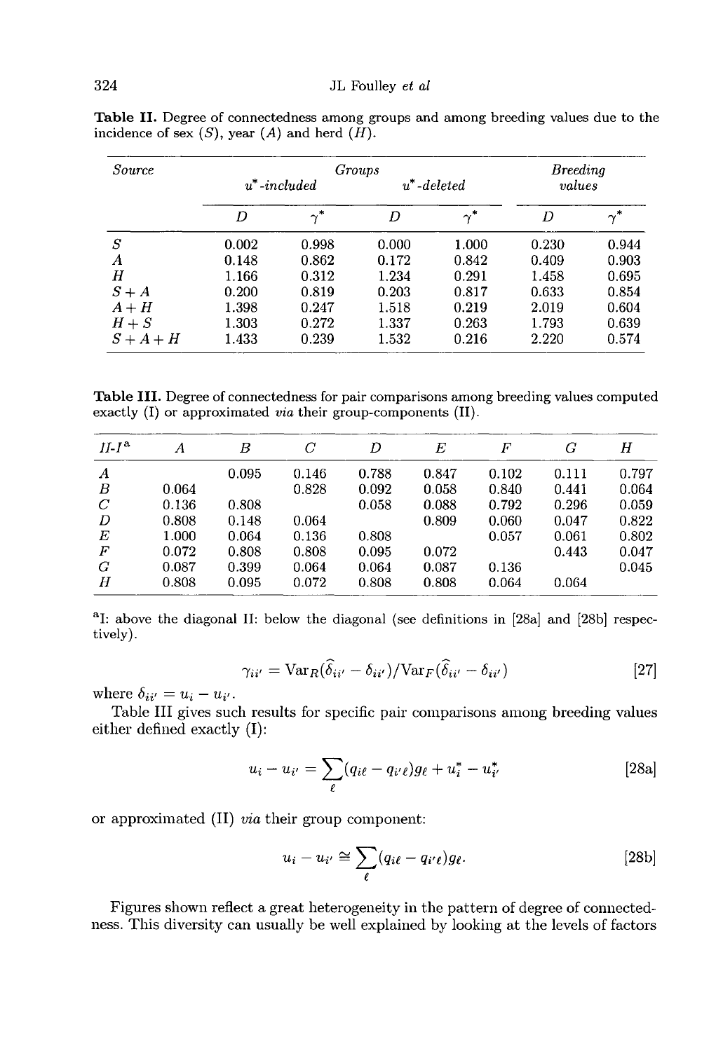**Table II.** Degree of connectedness among groups and among breeding values due to the incidence of sex ($S$), year ($A$) and herd ($H$).

| *Source* | *Groups* | | | | *Breeding values* | |
|---|---|---|---|---|---|---|
| | *$u^*$-included* | | *$u^*$-deleted* | | | |
| | $D$ | $\gamma^*$ | $D$ | $\gamma^*$ | $D$ | $\gamma^*$ |
| $S$ | 0.002 | 0.998 | 0.000 | 1.000 | 0.230 | 0.944 |
| $A$ | 0.148 | 0.862 | 0.172 | 0.842 | 0.409 | 0.903 |
| $H$ | 1.166 | 0.312 | 1.234 | 0.291 | 1.458 | 0.695 |
| $S+A$ | 0.200 | 0.819 | 0.203 | 0.817 | 0.633 | 0.854 |
| $A+H$ | 1.398 | 0.247 | 1.518 | 0.219 | 2.019 | 0.604 |
| $H+S$ | 1.303 | 0.272 | 1.337 | 0.263 | 1.793 | 0.639 |
| $S+A+H$ | 1.433 | 0.239 | 1.532 | 0.216 | 2.220 | 0.574 |

**Table III.** Degree of connectedness for pair comparisons among breeding values computed exactly (I) or approximated *via* their group-components (II).

| *II-I*[a] | $A$ | $B$ | $C$ | $D$ | $E$ | $F$ | $G$ | $H$ |
|---|---|---|---|---|---|---|---|---|
| $A$ | | 0.095 | 0.146 | 0.788 | 0.847 | 0.102 | 0.111 | 0.797 |
| $B$ | 0.064 | | 0.828 | 0.092 | 0.058 | 0.840 | 0.441 | 0.064 |
| $C$ | 0.136 | 0.808 | | 0.058 | 0.088 | 0.792 | 0.296 | 0.059 |
| $D$ | 0.808 | 0.148 | 0.064 | | 0.809 | 0.060 | 0.047 | 0.822 |
| $E$ | 1.000 | 0.064 | 0.136 | 0.808 | | 0.057 | 0.061 | 0.802 |
| $F$ | 0.072 | 0.808 | 0.808 | 0.095 | 0.072 | | 0.443 | 0.047 |
| $G$ | 0.087 | 0.399 | 0.064 | 0.064 | 0.087 | 0.136 | | 0.045 |
| $H$ | 0.808 | 0.095 | 0.072 | 0.808 | 0.808 | 0.064 | 0.064 | |

[a]I: above the diagonal II: below the diagonal (see definitions in [28a] and [28b] respectively).

$$\gamma_{ii'} = \mathrm{Var}_R(\widehat{\delta}_{ii'} - \delta_{ii'})/\mathrm{Var}_F(\widehat{\delta}_{ii'} - \delta_{ii'}) \qquad [27]$$

where $\delta_{ii'} = u_i - u_{i'}$.

Table III gives such results for specific pair comparisons among breeding values either defined exactly (I):

$$u_i - u_{i'} = \sum_{\ell}(q_{i\ell} - q_{i'\ell})g_{\ell} + u_i^* - u_{i'}^* \qquad [28a]$$

or approximated (II) *via* their group component:

$$u_i - u_{i'} \cong \sum_{\ell}(q_{i\ell} - q_{i'\ell})g_{\ell}. \qquad [28b]$$

Figures shown reflect a great heterogeneity in the pattern of degree of connectedness. This diversity can usually be well explained by looking at the levels of factors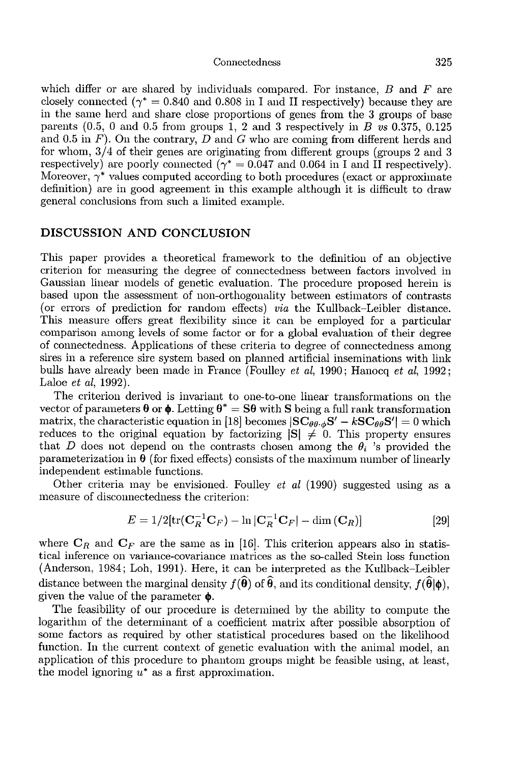which differ or are shared by individuals compared. For instance, $B$ and $F$ are closely connected ($\gamma^* = 0.840$ and $0.808$ in I and II respectively) because they are in the same herd and share close proportions of genes from the 3 groups of base parents (0.5, 0 and 0.5 from groups 1, 2 and 3 respectively in $B$ *vs* 0.375, 0.125 and 0.5 in $F$). On the contrary, $D$ and $G$ who are coming from different herds and for whom, 3/4 of their genes are originating from different groups (groups 2 and 3 respectively) are poorly connected ($\gamma^* = 0.047$ and $0.064$ in I and II respectively). Moreover, $\gamma^*$ values computed according to both procedures (exact or approximate definition) are in good agreement in this example although it is difficult to draw general conclusions from such a limited example.

## DISCUSSION AND CONCLUSION

This paper provides a theoretical framework to the definition of an objective criterion for measuring the degree of connectedness between factors involved in Gaussian linear models of genetic evaluation. The procedure proposed herein is based upon the assessment of non-orthogonality between estimators of contrasts (or errors of prediction for random effects) *via* the Kullback–Leibler distance. This measure offers great flexibility since it can be employed for a particular comparison among levels of some factor or for a global evaluation of their degree of connectedness. Applications of these criteria to degree of connectedness among sires in a reference sire system based on planned artificial inseminations with link bulls have already been made in France (Foulley *et al*, 1990; Hanocq *et al*, 1992; Laloe *et al*, 1992).

The criterion derived is invariant to one-to-one linear transformations on the vector of parameters $\boldsymbol{\theta}$ or $\boldsymbol{\phi}$. Letting $\boldsymbol{\theta}^* = \mathbf{S}\boldsymbol{\theta}$ with $\mathbf{S}$ being a full rank transformation matrix, the characteristic equation in [18] becomes $|\mathbf{S}\mathbf{C}_{\theta\theta.\phi}\mathbf{S}' - k\mathbf{S}\mathbf{C}_{\theta\theta}\mathbf{S}'| = 0$ which reduces to the original equation by factorizing $|\mathbf{S}| \neq 0$. This property ensures that $D$ does not depend on the contrasts chosen among the $\theta_i$ 's provided the parameterization in $\boldsymbol{\theta}$ (for fixed effects) consists of the maximum number of linearly independent estimable functions.

Other criteria may be envisioned. Foulley *et al* (1990) suggested using as a measure of disconnectedness the criterion:

$$E = 1/2[\text{tr}(\mathbf{C}_R^{-1}\mathbf{C}_F) - \ln|\mathbf{C}_R^{-1}\mathbf{C}_F| - \dim(\mathbf{C}_R)] \qquad [29]$$

where $\mathbf{C}_R$ and $\mathbf{C}_F$ are the same as in [16]. This criterion appears also in statistical inference on variance-covariance matrices as the so-called Stein loss function (Anderson, 1984; Loh, 1991). Here, it can be interpreted as the Kullback–Leibler distance between the marginal density $f(\widehat{\boldsymbol{\theta}})$ of $\widehat{\boldsymbol{\theta}}$, and its conditional density, $f(\widehat{\boldsymbol{\theta}}|\boldsymbol{\phi})$, given the value of the parameter $\boldsymbol{\phi}$.

The feasibility of our procedure is determined by the ability to compute the logarithm of the determinant of a coefficient matrix after possible absorption of some factors as required by other statistical procedures based on the likelihood function. In the current context of genetic evaluation with the animal model, an application of this procedure to phantom groups might be feasible using, at least, the model ignoring $u^*$ as a first approximation.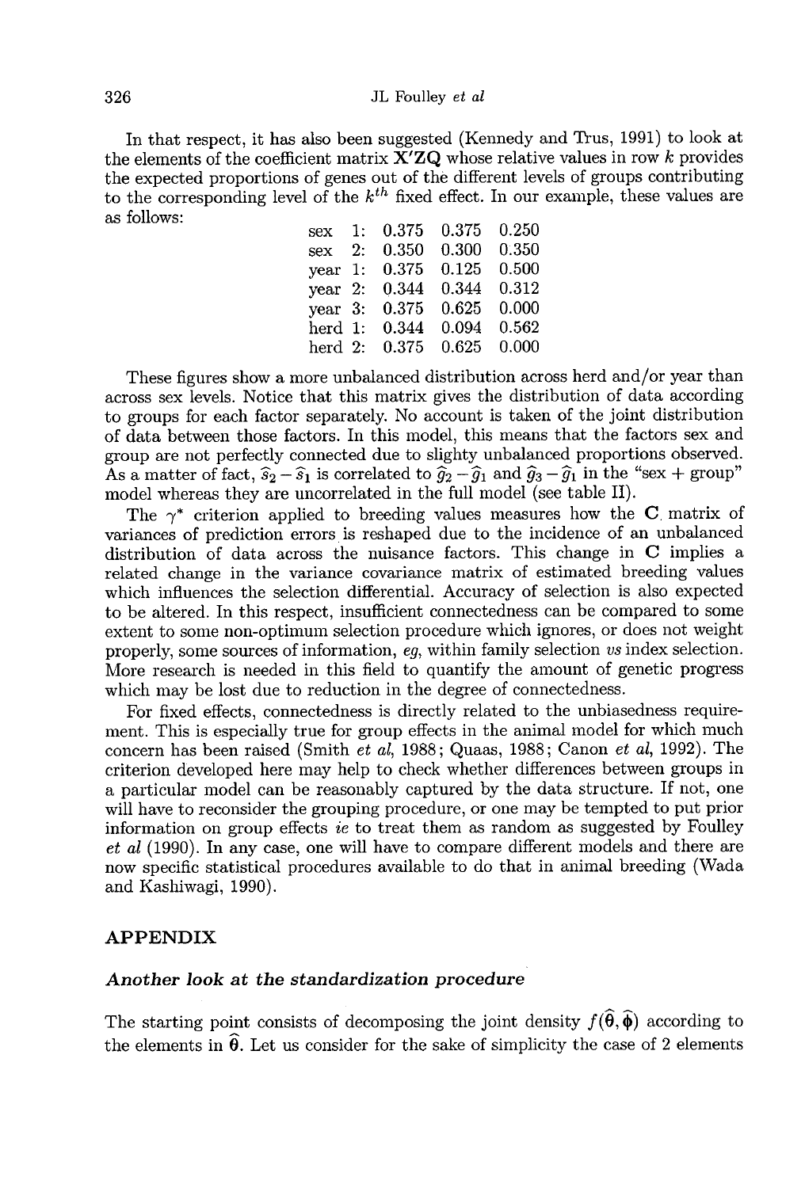In that respect, it has also been suggested (Kennedy and Trus, 1991) to look at the elements of the coefficient matrix $\mathbf{X'ZQ}$ whose relative values in row $k$ provides the expected proportions of genes out of the different levels of groups contributing to the corresponding level of the $k^{th}$ fixed effect. In our example, these values are as follows:

| | | | |
|---|---|---|---|
| sex 1: | 0.375 | 0.375 | 0.250 |
| sex 2: | 0.350 | 0.300 | 0.350 |
| year 1: | 0.375 | 0.125 | 0.500 |
| year 2: | 0.344 | 0.344 | 0.312 |
| year 3: | 0.375 | 0.625 | 0.000 |
| herd 1: | 0.344 | 0.094 | 0.562 |
| herd 2: | 0.375 | 0.625 | 0.000 |

These figures show a more unbalanced distribution across herd and/or year than across sex levels. Notice that this matrix gives the distribution of data according to groups for each factor separately. No account is taken of the joint distribution of data between those factors. In this model, this means that the factors sex and group are not perfectly connected due to slighty unbalanced proportions observed. As a matter of fact, $\widehat{s}_2 - \widehat{s}_1$ is correlated to $\widehat{g}_2 - \widehat{g}_1$ and $\widehat{g}_3 - \widehat{g}_1$ in the "sex + group" model whereas they are uncorrelated in the full model (see table II).

The $\gamma^*$ criterion applied to breeding values measures how the $\mathbf{C}$ matrix of variances of prediction errors is reshaped due to the incidence of an unbalanced distribution of data across the nuisance factors. This change in $\mathbf{C}$ implies a related change in the variance covariance matrix of estimated breeding values which influences the selection differential. Accuracy of selection is also expected to be altered. In this respect, insufficient connectedness can be compared to some extent to some non-optimum selection procedure which ignores, or does not weight properly, some sources of information, *eg*, within family selection *vs* index selection. More research is needed in this field to quantify the amount of genetic progress which may be lost due to reduction in the degree of connectedness.

For fixed effects, connectedness is directly related to the unbiasedness requirement. This is especially true for group effects in the animal model for which much concern has been raised (Smith *et al*, 1988; Quaas, 1988; Canon *et al*, 1992). The criterion developed here may help to check whether differences between groups in a particular model can be reasonably captured by the data structure. If not, one will have to reconsider the grouping procedure, or one may be tempted to put prior information on group effects *ie* to treat them as random as suggested by Foulley *et al* (1990). In any case, one will have to compare different models and there are now specific statistical procedures available to do that in animal breeding (Wada and Kashiwagi, 1990).

## APPENDIX

### *Another look at the standardization procedure*

The starting point consists of decomposing the joint density $f(\widehat{\boldsymbol{\theta}}, \widehat{\boldsymbol{\phi}})$ according to the elements in $\widehat{\boldsymbol{\theta}}$. Let us consider for the sake of simplicity the case of 2 elements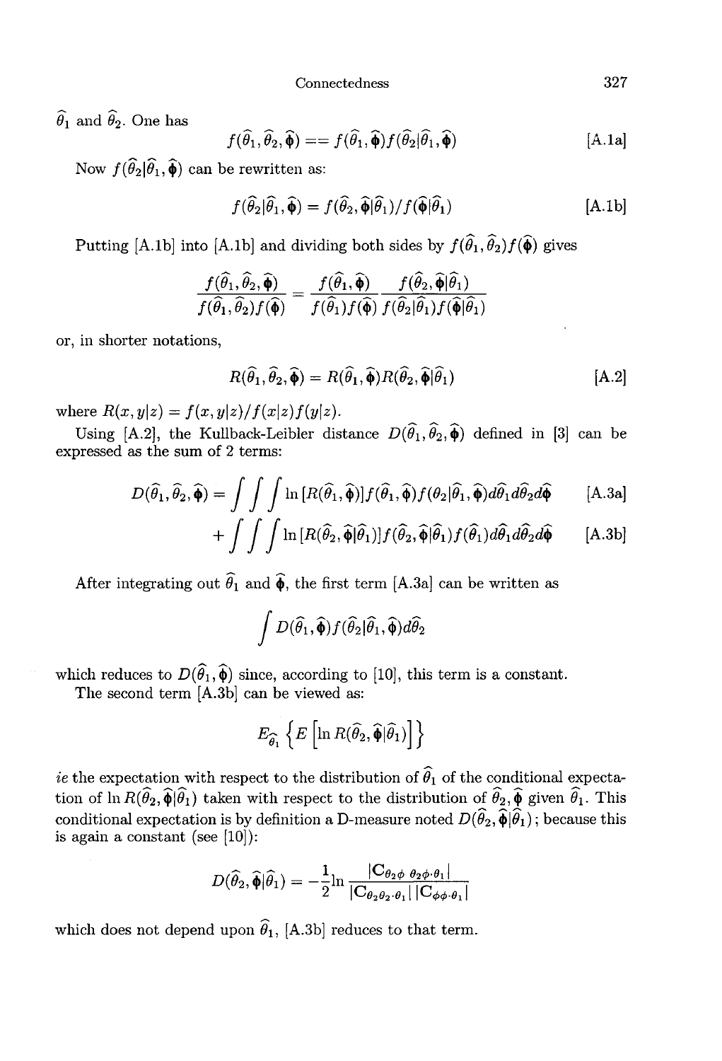$\widehat{\theta}_1$ and $\widehat{\theta}_2$. One has

$$f(\widehat{\theta}_1, \widehat{\theta}_2, \widehat{\boldsymbol{\phi}}) == f(\widehat{\theta}_1, \widehat{\boldsymbol{\phi}}) f(\widehat{\theta}_2 | \widehat{\theta}_1, \widehat{\boldsymbol{\phi}}) \qquad \text{[A.1a]}$$

Now $f(\widehat{\theta}_2 | \widehat{\theta}_1, \widehat{\boldsymbol{\phi}})$ can be rewritten as:

$$f(\widehat{\theta}_2 | \widehat{\theta}_1, \widehat{\boldsymbol{\phi}}) = f(\widehat{\theta}_2, \widehat{\boldsymbol{\phi}} | \widehat{\theta}_1) / f(\widehat{\boldsymbol{\phi}} | \widehat{\theta}_1) \qquad \text{[A.1b]}$$

Putting [A.1b] into [A.1b] and dividing both sides by $f(\widehat{\theta}_1, \widehat{\theta}_2) f(\widehat{\boldsymbol{\phi}})$ gives

$$\frac{f(\widehat{\theta}_1, \widehat{\theta}_2, \widehat{\boldsymbol{\phi}})}{f(\widehat{\theta}_1, \widehat{\theta}_2) f(\widehat{\boldsymbol{\phi}})} = \frac{f(\widehat{\theta}_1, \widehat{\boldsymbol{\phi}})}{f(\widehat{\theta}_1) f(\widehat{\boldsymbol{\phi}})} \frac{f(\widehat{\theta}_2, \widehat{\boldsymbol{\phi}} | \widehat{\theta}_1)}{f(\widehat{\theta}_2 | \widehat{\theta}_1) f(\widehat{\boldsymbol{\phi}} | \widehat{\theta}_1)}$$

or, in shorter notations,

$$R(\widehat{\theta}_1, \widehat{\theta}_2, \widehat{\boldsymbol{\phi}}) = R(\widehat{\theta}_1, \widehat{\boldsymbol{\phi}}) R(\widehat{\theta}_2, \widehat{\boldsymbol{\phi}} | \widehat{\theta}_1) \qquad \text{[A.2]}$$

where $R(x, y|z) = f(x, y|z) / f(x|z) f(y|z)$.

Using [A.2], the Kullback-Leibler distance $D(\widehat{\theta}_1, \widehat{\theta}_2, \widehat{\boldsymbol{\phi}})$ defined in [3] can be expressed as the sum of 2 terms:

$$D(\widehat{\theta}_1, \widehat{\theta}_2, \widehat{\boldsymbol{\phi}}) = \int\int\int \ln [R(\widehat{\theta}_1, \widehat{\boldsymbol{\phi}})] f(\widehat{\theta}_1, \widehat{\boldsymbol{\phi}}) f(\theta_2 | \widehat{\theta}_1, \widehat{\boldsymbol{\phi}}) d\widehat{\theta}_1 d\widehat{\theta}_2 d\widehat{\boldsymbol{\phi}} \qquad \text{[A.3a]}$$

$$+ \int\int\int \ln [R(\widehat{\theta}_2, \widehat{\boldsymbol{\phi}} | \widehat{\theta}_1)] f(\widehat{\theta}_2, \widehat{\boldsymbol{\phi}} | \widehat{\theta}_1) f(\widehat{\theta}_1) d\widehat{\theta}_1 d\widehat{\theta}_2 d\widehat{\boldsymbol{\phi}} \qquad \text{[A.3b]}$$

After integrating out $\widehat{\theta}_1$ and $\widehat{\boldsymbol{\phi}}$, the first term [A.3a] can be written as

$$\int D(\widehat{\theta}_1, \widehat{\boldsymbol{\phi}}) f(\widehat{\theta}_2 | \widehat{\theta}_1, \widehat{\boldsymbol{\phi}}) d\widehat{\theta}_2$$

which reduces to $D(\widehat{\theta}_1, \widehat{\boldsymbol{\phi}})$ since, according to [10], this term is a constant.

The second term [A.3b] can be viewed as:

$$E_{\widehat{\theta}_1} \left\{ E \left[ \ln R(\widehat{\theta}_2, \widehat{\boldsymbol{\phi}} | \widehat{\theta}_1) \right] \right\}$$

*ie* the expectation with respect to the distribution of $\widehat{\theta}_1$ of the conditional expectation of $\ln R(\widehat{\theta}_2, \widehat{\boldsymbol{\phi}} | \widehat{\theta}_1)$ taken with respect to the distribution of $\widehat{\theta}_2, \widehat{\boldsymbol{\phi}}$ given $\widehat{\theta}_1$. This conditional expectation is by definition a D-measure noted $D(\widehat{\theta}_2, \widehat{\boldsymbol{\phi}} | \widehat{\theta}_1)$; because this is again a constant (see [10]):

$$D(\widehat{\theta}_2, \widehat{\boldsymbol{\phi}} | \widehat{\theta}_1) = -\frac{1}{2} \ln \frac{|\mathbf{C}_{\theta_2 \phi \ \theta_2 \phi \cdot \theta_1}|}{|\mathbf{C}_{\theta_2 \theta_2 \cdot \theta_1}| \, |\mathbf{C}_{\phi \phi \cdot \theta_1}|}$$

which does not depend upon $\widehat{\theta}_1$, [A.3b] reduces to that term.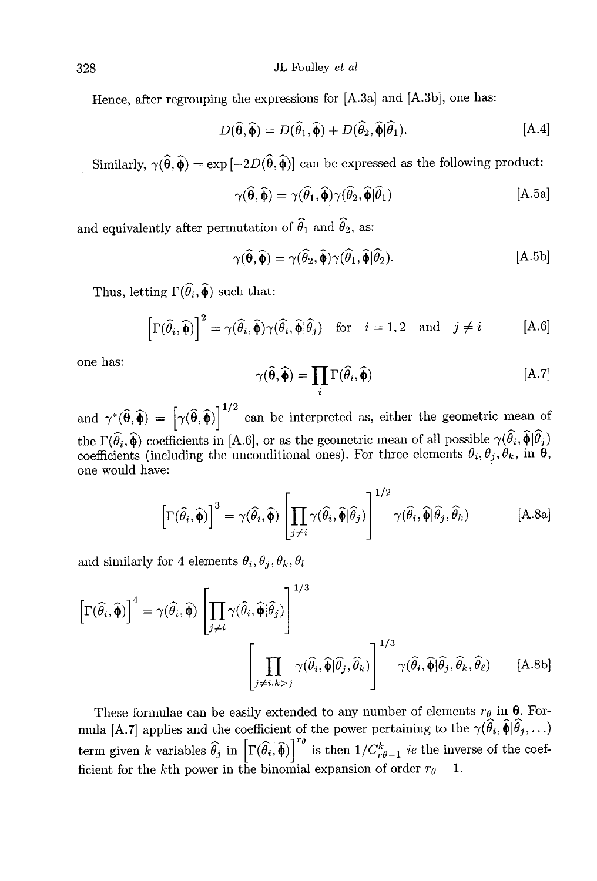Hence, after regrouping the expressions for [A.3a] and [A.3b], one has:

$$D(\widehat{\boldsymbol{\theta}}, \widehat{\boldsymbol{\phi}}) = D(\widehat{\theta}_1, \widehat{\boldsymbol{\phi}}) + D(\widehat{\theta}_2, \widehat{\boldsymbol{\phi}}|\widehat{\theta}_1). \qquad \text{[A.4]}$$

Similarly, $\gamma(\widehat{\boldsymbol{\theta}}, \widehat{\boldsymbol{\phi}}) = \exp\left[-2D(\widehat{\boldsymbol{\theta}}, \widehat{\boldsymbol{\phi}})\right]$ can be expressed as the following product:

$$\gamma(\widehat{\boldsymbol{\theta}}, \widehat{\boldsymbol{\phi}}) = \gamma(\widehat{\theta}_1, \widehat{\boldsymbol{\phi}})\gamma(\widehat{\theta}_2, \widehat{\boldsymbol{\phi}}|\widehat{\theta}_1) \qquad \text{[A.5a]}$$

and equivalently after permutation of $\widehat{\theta}_1$ and $\widehat{\theta}_2$, as:

$$\gamma(\widehat{\boldsymbol{\theta}}, \widehat{\boldsymbol{\phi}}) = \gamma(\widehat{\theta}_2, \widehat{\boldsymbol{\phi}})\gamma(\widehat{\theta}_1, \widehat{\boldsymbol{\phi}}|\widehat{\theta}_2). \qquad \text{[A.5b]}$$

Thus, letting $\Gamma(\widehat{\theta}_i, \widehat{\boldsymbol{\phi}})$ such that:

$$\left[\Gamma(\widehat{\theta}_i, \widehat{\boldsymbol{\phi}})\right]^2 = \gamma(\widehat{\theta}_i, \widehat{\boldsymbol{\phi}})\gamma(\widehat{\theta}_i, \widehat{\boldsymbol{\phi}}|\widehat{\theta}_j) \quad \text{for} \quad i = 1, 2 \quad \text{and} \quad j \neq i \qquad \text{[A.6]}$$

one has:

$$\gamma(\widehat{\boldsymbol{\theta}}, \widehat{\boldsymbol{\phi}}) = \prod_i \Gamma(\widehat{\theta}_i, \widehat{\boldsymbol{\phi}}) \qquad \text{[A.7]}$$

and $\gamma^*(\widehat{\boldsymbol{\theta}}, \widehat{\boldsymbol{\phi}}) = \left[\gamma(\widehat{\boldsymbol{\theta}}, \widehat{\boldsymbol{\phi}})\right]^{1/2}$ can be interpreted as, either the geometric mean of the $\Gamma(\widehat{\theta}_i, \widehat{\boldsymbol{\phi}})$ coefficients in [A.6], or as the geometric mean of all possible $\gamma(\widehat{\theta}_i, \widehat{\boldsymbol{\phi}}|\widehat{\theta}_j)$ coefficients (including the unconditional ones). For three elements $\theta_i, \theta_j, \theta_k$, in $\boldsymbol{\theta}$, one would have:

$$\left[\Gamma(\widehat{\theta}_i, \widehat{\boldsymbol{\phi}})\right]^3 = \gamma(\widehat{\theta}_i, \widehat{\boldsymbol{\phi}}) \left[\prod_{j \neq i} \gamma(\widehat{\theta}_i, \widehat{\boldsymbol{\phi}}|\widehat{\theta}_j)\right]^{1/2} \gamma(\widehat{\theta}_i, \widehat{\boldsymbol{\phi}}|\widehat{\theta}_j, \widehat{\theta}_k) \qquad \text{[A.8a]}$$

and similarly for 4 elements $\theta_i, \theta_j, \theta_k, \theta_l$

$$\left[\Gamma(\widehat{\theta}_i, \widehat{\boldsymbol{\phi}})\right]^4 = \gamma(\widehat{\theta}_i, \widehat{\boldsymbol{\phi}}) \left[\prod_{j \neq i} \gamma(\widehat{\theta}_i, \widehat{\boldsymbol{\phi}}|\widehat{\theta}_j)\right]^{1/3} \left[\prod_{j \neq i, k > j} \gamma(\widehat{\theta}_i, \widehat{\boldsymbol{\phi}}|\widehat{\theta}_j, \widehat{\theta}_k)\right]^{1/3} \gamma(\widehat{\theta}_i, \widehat{\boldsymbol{\phi}}|\widehat{\theta}_j, \widehat{\theta}_k, \widehat{\theta}_\ell) \qquad \text{[A.8b]}$$

These formulae can be easily extended to any number of elements $r_\theta$ in $\boldsymbol{\theta}$. Formula [A.7] applies and the coefficient of the power pertaining to the $\gamma(\widehat{\theta}_i, \widehat{\boldsymbol{\phi}}|\widehat{\theta}_j, \ldots)$ term given $k$ variables $\widehat{\theta}_j$ in $\left[\Gamma(\widehat{\theta}_i, \widehat{\boldsymbol{\phi}})\right]^{r_\theta}$ is then $1/C^k_{r\theta - 1}$ *ie* the inverse of the coefficient for the $k$th power in the binomial expansion of order $r_\theta - 1$.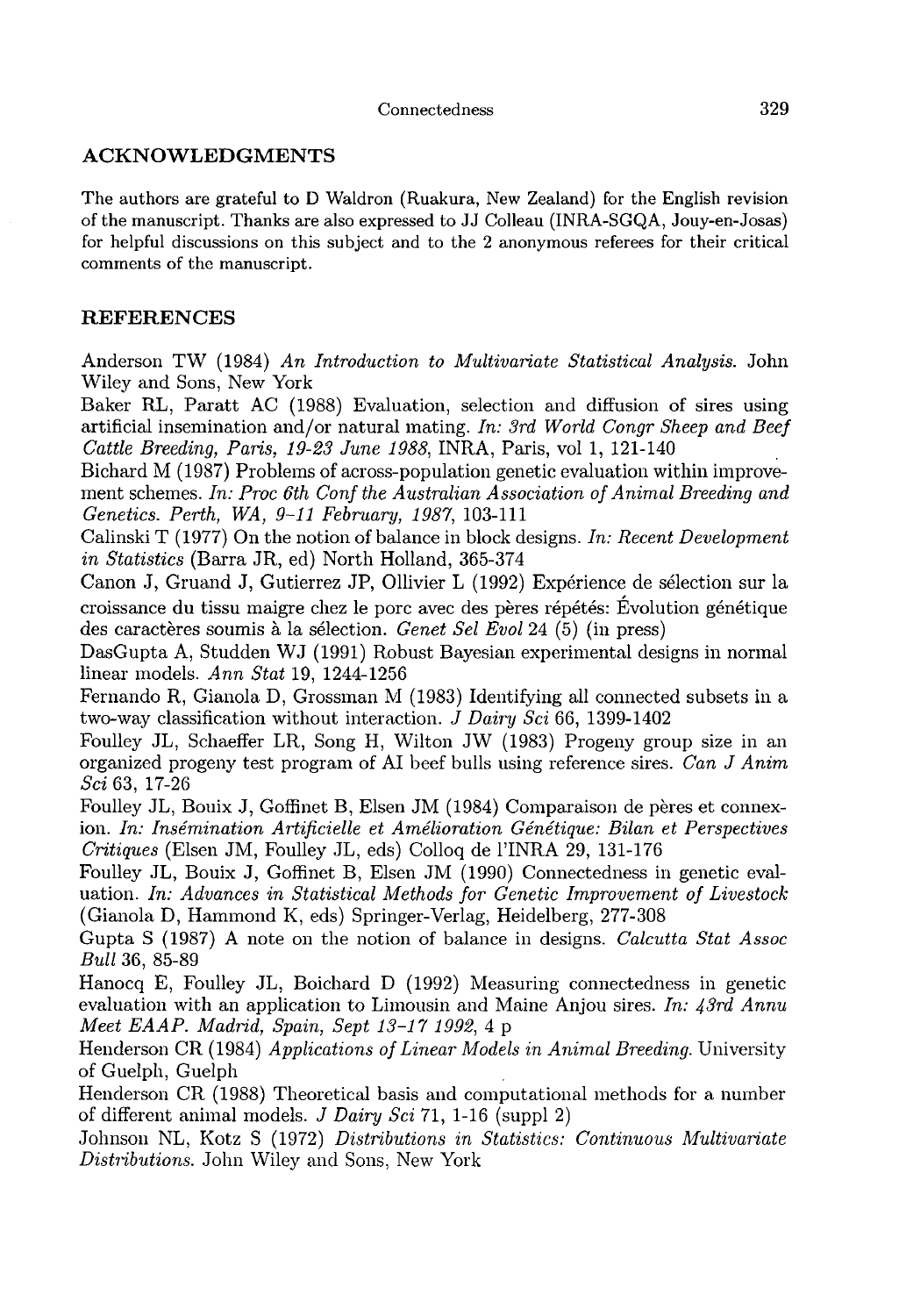## ACKNOWLEDGMENTS

The authors are grateful to D Waldron (Ruakura, New Zealand) for the English revision of the manuscript. Thanks are also expressed to JJ Colleau (INRA-SGQA, Jouy-en-Josas) for helpful discussions on this subject and to the 2 anonymous referees for their critical comments of the manuscript.

## REFERENCES

Anderson TW (1984) *An Introduction to Multivariate Statistical Analysis.* John Wiley and Sons, New York

Baker RL, Paratt AC (1988) Evaluation, selection and diffusion of sires using artificial insemination and/or natural mating. *In: 3rd World Congr Sheep and Beef Cattle Breeding, Paris, 19-23 June 1988*, INRA, Paris, vol 1, 121-140

Bichard M (1987) Problems of across-population genetic evaluation within improvement schemes. *In: Proc 6th Conf the Australian Association of Animal Breeding and Genetics. Perth, WA, 9-11 February, 1987*, 103-111

Calinski T (1977) On the notion of balance in block designs. *In: Recent Development in Statistics* (Barra JR, ed) North Holland, 365-374

Canon J, Gruand J, Gutierrez JP, Ollivier L (1992) Expérience de sélection sur la croissance du tissu maigre chez le porc avec des pères répétés: Évolution génétique des caractères soumis à la sélection. *Genet Sel Evol* 24 (5) (in press)

DasGupta A, Studden WJ (1991) Robust Bayesian experimental designs in normal linear models. *Ann Stat* 19, 1244-1256

Fernando R, Gianola D, Grossman M (1983) Identifying all connected subsets in a two-way classification without interaction. *J Dairy Sci* 66, 1399-1402

Foulley JL, Schaeffer LR, Song H, Wilton JW (1983) Progeny group size in an organized progeny test program of AI beef bulls using reference sires. *Can J Anim Sci* 63, 17-26

Foulley JL, Bouix J, Goffinet B, Elsen JM (1984) Comparaison de pères et connexion. *In: Insémination Artificielle et Amélioration Génétique: Bilan et Perspectives Critiques* (Elsen JM, Foulley JL, eds) Colloq de l'INRA 29, 131-176

Foulley JL, Bouix J, Goffinet B, Elsen JM (1990) Connectedness in genetic evaluation. *In: Advances in Statistical Methods for Genetic Improvement of Livestock* (Gianola D, Hammond K, eds) Springer-Verlag, Heidelberg, 277-308

Gupta S (1987) A note on the notion of balance in designs. *Calcutta Stat Assoc Bull* 36, 85-89

Hanocq E, Foulley JL, Boichard D (1992) Measuring connectedness in genetic evaluation with an application to Limousin and Maine Anjou sires. *In: 43rd Annu Meet EAAP. Madrid, Spain, Sept 13-17 1992*, 4 p

Henderson CR (1984) *Applications of Linear Models in Animal Breeding.* University of Guelph, Guelph

Henderson CR (1988) Theoretical basis and computational methods for a number of different animal models. *J Dairy Sci* 71, 1-16 (suppl 2)

Johnson NL, Kotz S (1972) *Distributions in Statistics: Continuous Multivariate Distributions.* John Wiley and Sons, New York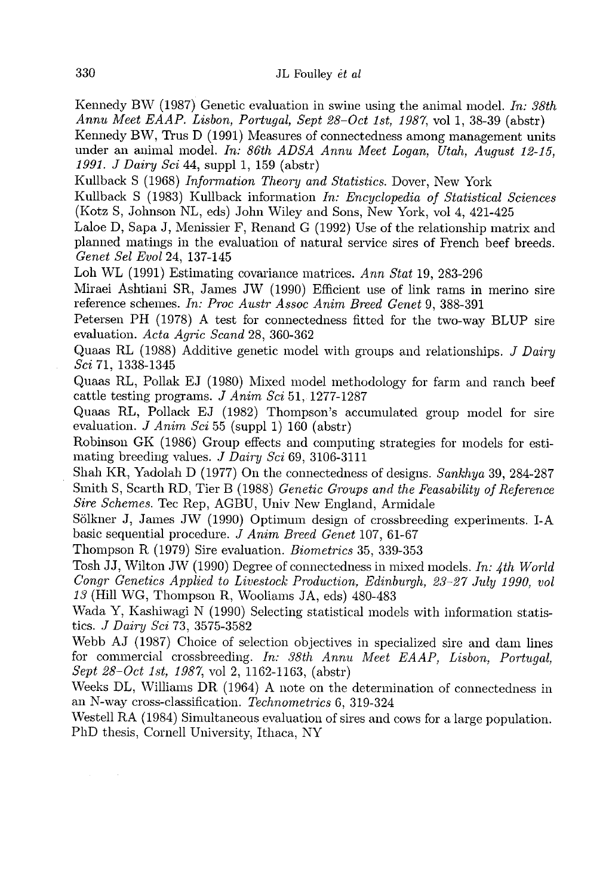Kennedy BW (1987) Genetic evaluation in swine using the animal model. *In: 38th Annu Meet EAAP. Lisbon, Portugal, Sept 28–Oct 1st, 1987*, vol 1, 38-39 (abstr)

Kennedy BW, Trus D (1991) Measures of connectedness among management units under an animal model. *In: 86th ADSA Annu Meet Logan, Utah, August 12-15, 1991. J Dairy Sci* 44, suppl 1, 159 (abstr)

Kullback S (1968) *Information Theory and Statistics*. Dover, New York

Kullback S (1983) Kullback information *In: Encyclopedia of Statistical Sciences* (Kotz S, Johnson NL, eds) John Wiley and Sons, New York, vol 4, 421-425

Laloe D, Sapa J, Menissier F, Renand G (1992) Use of the relationship matrix and planned matings in the evaluation of natural service sires of French beef breeds. *Genet Sel Evol* 24, 137-145

Loh WL (1991) Estimating covariance matrices. *Ann Stat* 19, 283-296

Miraei Ashtiani SR, James JW (1990) Efficient use of link rams in merino sire reference schemes. *In: Proc Austr Assoc Anim Breed Genet* 9, 388-391

Petersen PH (1978) A test for connectedness fitted for the two-way BLUP sire evaluation. *Acta Agric Scand* 28, 360-362

Quaas RL (1988) Additive genetic model with groups and relationships. *J Dairy Sci* 71, 1338-1345

Quaas RL, Pollak EJ (1980) Mixed model methodology for farm and ranch beef cattle testing programs. *J Anim Sci* 51, 1277-1287

Quaas RL, Pollack EJ (1982) Thompson's accumulated group model for sire evaluation. *J Anim Sci* 55 (suppl 1) 160 (abstr)

Robinson GK (1986) Group effects and computing strategies for models for estimating breeding values. *J Dairy Sci* 69, 3106-3111

Shah KR, Yadolah D (1977) On the connectedness of designs. *Sankhya* 39, 284-287

Smith S, Scarth RD, Tier B (1988) *Genetic Groups and the Feasability of Reference Sire Schemes*. Tec Rep, AGBU, Univ New England, Armidale

Sölkner J, James JW (1990) Optimum design of crossbreeding experiments. I-A basic sequential procedure. *J Anim Breed Genet* 107, 61-67

Thompson R (1979) Sire evaluation. *Biometrics* 35, 339-353

Tosh JJ, Wilton JW (1990) Degree of connectedness in mixed models. *In: 4th World Congr Genetics Applied to Livestock Production, Edinburgh, 23–27 July 1990, vol 13* (Hill WG, Thompson R, Wooliams JA, eds) 480-483

Wada Y, Kashiwagi N (1990) Selecting statistical models with information statistics. *J Dairy Sci* 73, 3575-3582

Webb AJ (1987) Choice of selection objectives in specialized sire and dam lines for commercial crossbreeding. *In: 38th Annu Meet EAAP, Lisbon, Portugal, Sept 28–Oct 1st, 1987*, vol 2, 1162-1163, (abstr)

Weeks DL, Williams DR (1964) A note on the determination of connectedness in an N-way cross-classification. *Technometrics* 6, 319-324

Westell RA (1984) Simultaneous evaluation of sires and cows for a large population. PhD thesis, Cornell University, Ithaca, NY